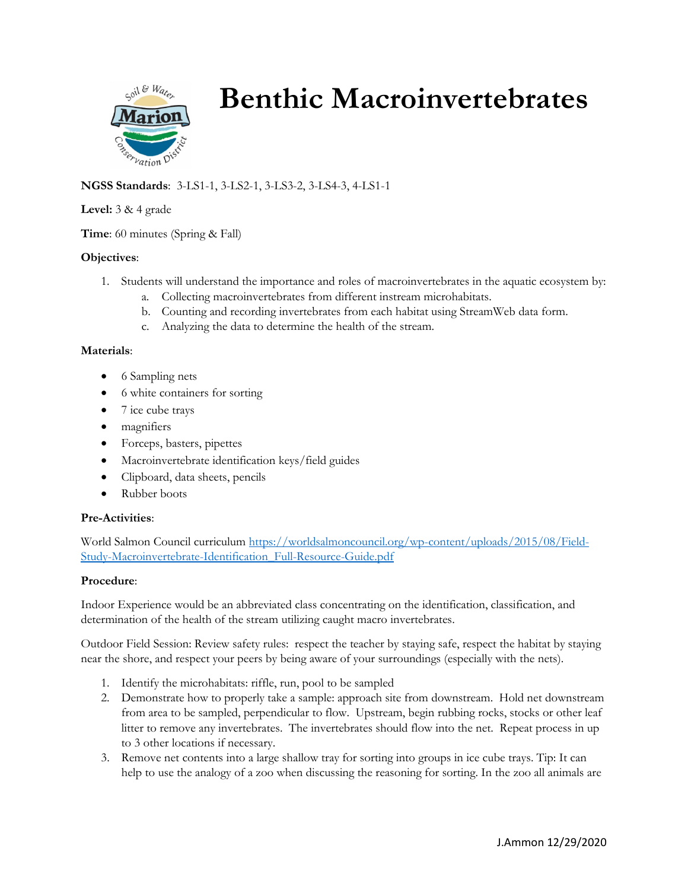# Benthic Macroinvertebrates

**NGSS Standards**: 3-LS1-1, 3-LS2-1, 3-LS3-2, 3-LS4-3, 4-LS1-1

**Level:** 3 & 4 grade

**Time**: 60 minutes (Spring & Fall)

**Objectives**:

1. Students will understand the importance and roles of macroinvertebrates in the aquatic ecosystem by:
   a. Collecting macroinvertebrates from different instream microhabitats.
   b. Counting and recording invertebrates from each habitat using StreamWeb data form.
   c. Analyzing the data to determine the health of the stream.

**Materials**:

- 6 Sampling nets
- 6 white containers for sorting
- 7 ice cube trays
- magnifiers
- Forceps, basters, pipettes
- Macroinvertebrate identification keys/field guides
- Clipboard, data sheets, pencils
- Rubber boots

**Pre-Activities**:

World Salmon Council curriculum https://worldsalmoncouncil.org/wp-content/uploads/2015/08/Field-Study-Macroinvertebrate-Identification_Full-Resource-Guide.pdf

**Procedure**:

Indoor Experience would be an abbreviated class concentrating on the identification, classification, and determination of the health of the stream utilizing caught macro invertebrates.

Outdoor Field Session: Review safety rules: respect the teacher by staying safe, respect the habitat by staying near the shore, and respect your peers by being aware of your surroundings (especially with the nets).

1. Identify the microhabitats: riffle, run, pool to be sampled
2. Demonstrate how to properly take a sample: approach site from downstream. Hold net downstream from area to be sampled, perpendicular to flow. Upstream, begin rubbing rocks, stocks or other leaf litter to remove any invertebrates. The invertebrates should flow into the net. Repeat process in up to 3 other locations if necessary.
3. Remove net contents into a large shallow tray for sorting into groups in ice cube trays. Tip: It can help to use the analogy of a zoo when discussing the reasoning for sorting. In the zoo all animals are

J.Ammon 12/29/2020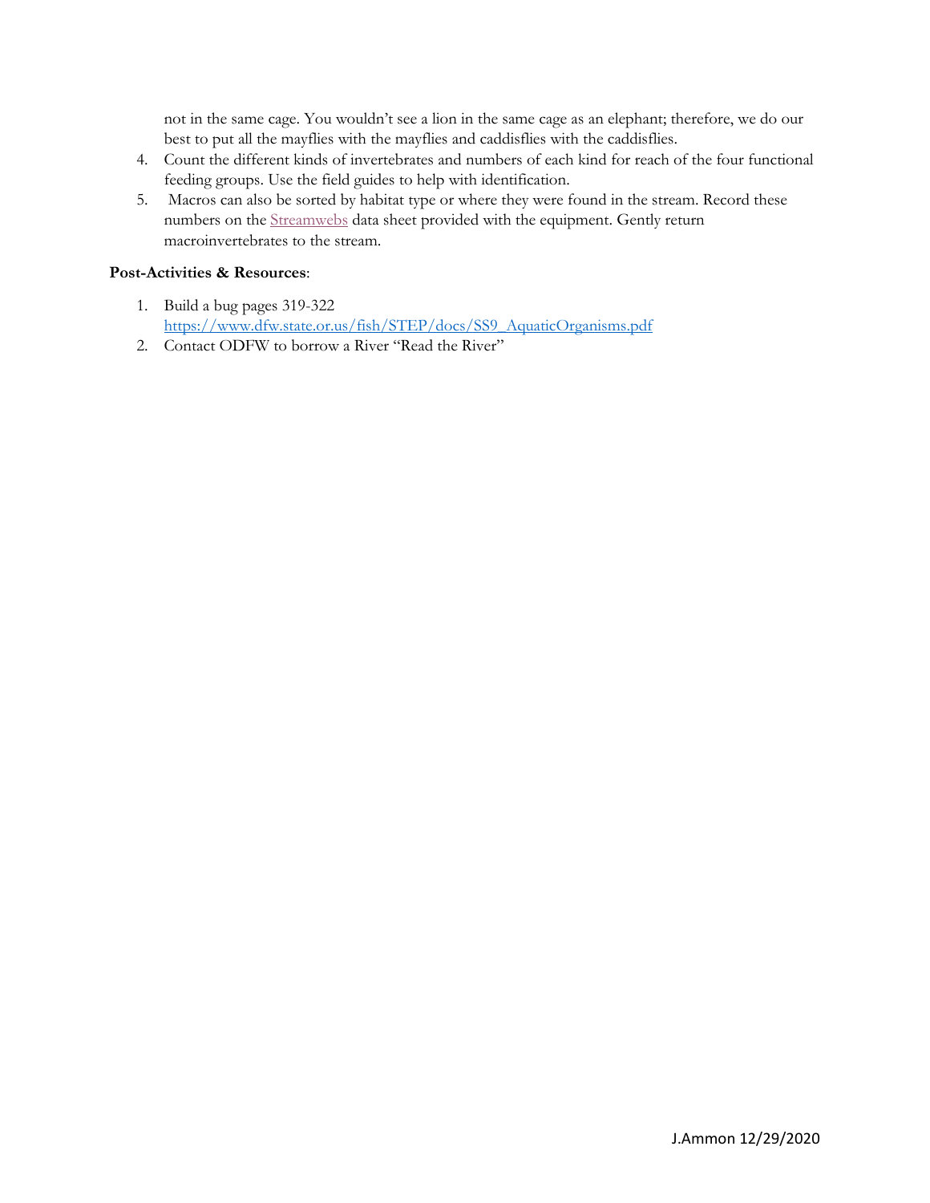not in the same cage. You wouldn't see a lion in the same cage as an elephant; therefore, we do our best to put all the mayflies with the mayflies and caddisflies with the caddisflies.

4. Count the different kinds of invertebrates and numbers of each kind for reach of the four functional feeding groups. Use the field guides to help with identification.
5. Macros can also be sorted by habitat type or where they were found in the stream. Record these numbers on the [Streamwebs] data sheet provided with the equipment. Gently return macroinvertebrates to the stream.

**Post-Activities & Resources**:

1. Build a bug pages 319-322 https://www.dfw.state.or.us/fish/STEP/docs/SS9_AquaticOrganisms.pdf
2. Contact ODFW to borrow a River "Read the River"

J.Ammon 12/29/2020